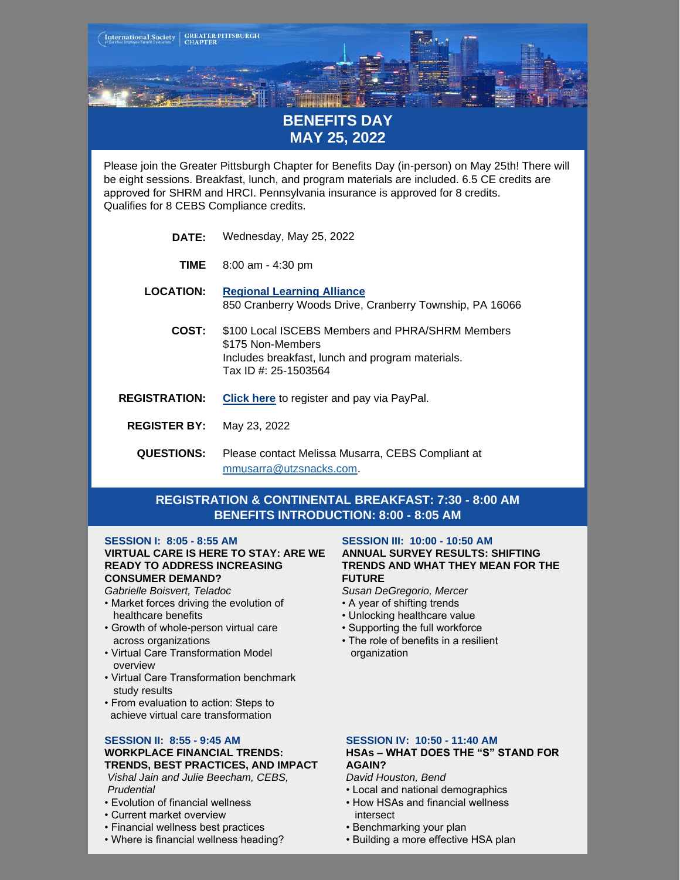International Society of Certified Employee Benefit Specialists | GREATER PITTSBURGH CHAPTER

# BENEFITS DAY
# MAY 25, 2022

Please join the Greater Pittsburgh Chapter for Benefits Day (in-person) on May 25th! There will be eight sessions. Breakfast, lunch, and program materials are included. 6.5 CE credits are approved for SHRM and HRCI. Pennsylvania insurance is approved for 8 credits. Qualifies for 8 CEBS Compliance credits.

**DATE:** Wednesday, May 25, 2022

**TIME** 8:00 am - 4:30 pm

**LOCATION:** **Regional Learning Alliance**
850 Cranberry Woods Drive, Cranberry Township, PA 16066

**COST:** $100 Local ISCEBS Members and PHRA/SHRM Members
$175 Non-Members
Includes breakfast, lunch and program materials.
Tax ID #: 25-1503564

**REGISTRATION:** **Click here** to register and pay via PayPal.

**REGISTER BY:** May 23, 2022

**QUESTIONS:** Please contact Melissa Musarra, CEBS Compliant at mmusarra@utzsnacks.com.

## REGISTRATION & CONTINENTAL BREAKFAST: 7:30 - 8:00 AM
## BENEFITS INTRODUCTION: 8:00 - 8:05 AM

### SESSION I: 8:05 - 8:55 AM
**VIRTUAL CARE IS HERE TO STAY: ARE WE READY TO ADDRESS INCREASING CONSUMER DEMAND?**

*Gabrielle Boisvert, Teladoc*

- Market forces driving the evolution of healthcare benefits
- Growth of whole-person virtual care across organizations
- Virtual Care Transformation Model overview
- Virtual Care Transformation benchmark study results
- From evaluation to action: Steps to achieve virtual care transformation

### SESSION II: 8:55 - 9:45 AM
**WORKPLACE FINANCIAL TRENDS: TRENDS, BEST PRACTICES, AND IMPACT**

*Vishal Jain and Julie Beecham, CEBS, Prudential*

- Evolution of financial wellness
- Current market overview
- Financial wellness best practices
- Where is financial wellness heading?

### SESSION III: 10:00 - 10:50 AM
**ANNUAL SURVEY RESULTS: SHIFTING TRENDS AND WHAT THEY MEAN FOR THE FUTURE**

*Susan DeGregorio, Mercer*

- A year of shifting trends
- Unlocking healthcare value
- Supporting the full workforce
- The role of benefits in a resilient organization

### SESSION IV: 10:50 - 11:40 AM
**HSAs – WHAT DOES THE "S" STAND FOR AGAIN?**

*David Houston, Bend*

- Local and national demographics
- How HSAs and financial wellness intersect
- Benchmarking your plan
- Building a more effective HSA plan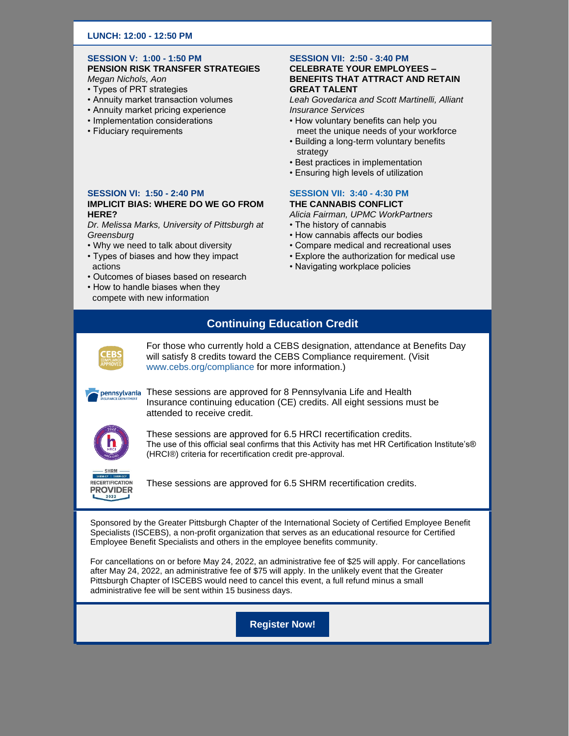**LUNCH: 12:00 - 12:50 PM**

**SESSION V: 1:00 - 1:50 PM**
**PENSION RISK TRANSFER STRATEGIES**
*Megan Nichols, Aon*

- Types of PRT strategies
- Annuity market transaction volumes
- Annuity market pricing experience
- Implementation considerations
- Fiduciary requirements

**SESSION VI: 1:50 - 2:40 PM**
**IMPLICIT BIAS: WHERE DO WE GO FROM HERE?**
*Dr. Melissa Marks, University of Pittsburgh at Greensburg*

- Why we need to talk about diversity
- Types of biases and how they impact actions
- Outcomes of biases based on research
- How to handle biases when they compete with new information

**SESSION VII: 2:50 - 3:40 PM**
**CELEBRATE YOUR EMPLOYEES – BENEFITS THAT ATTRACT AND RETAIN GREAT TALENT**
*Leah Govedarica and Scott Martinelli, Alliant Insurance Services*

- How voluntary benefits can help you meet the unique needs of your workforce
- Building a long-term voluntary benefits strategy
- Best practices in implementation
- Ensuring high levels of utilization

**SESSION VII: 3:40 - 4:30 PM**
**THE CANNABIS CONFLICT**
*Alicia Fairman, UPMC WorkPartners*

- The history of cannabis
- How cannabis affects our bodies
- Compare medical and recreational uses
- Explore the authorization for medical use
- Navigating workplace policies

## Continuing Education Credit

For those who currently hold a CEBS designation, attendance at Benefits Day will satisfy 8 credits toward the CEBS Compliance requirement. (Visit www.cebs.org/compliance for more information.)

These sessions are approved for 8 Pennsylvania Life and Health Insurance continuing education (CE) credits. All eight sessions must be attended to receive credit.

These sessions are approved for 6.5 HRCI recertification credits.
The use of this official seal confirms that this Activity has met HR Certification Institute's® (HRCI®) criteria for recertification credit pre-approval.

These sessions are approved for 6.5 SHRM recertification credits.

Sponsored by the Greater Pittsburgh Chapter of the International Society of Certified Employee Benefit Specialists (ISCEBS), a non-profit organization that serves as an educational resource for Certified Employee Benefit Specialists and others in the employee benefits community.

For cancellations on or before May 24, 2022, an administrative fee of $25 will apply. For cancellations after May 24, 2022, an administrative fee of $75 will apply. In the unlikely event that the Greater Pittsburgh Chapter of ISCEBS would need to cancel this event, a full refund minus a small administrative fee will be sent within 15 business days.

**Register Now!**